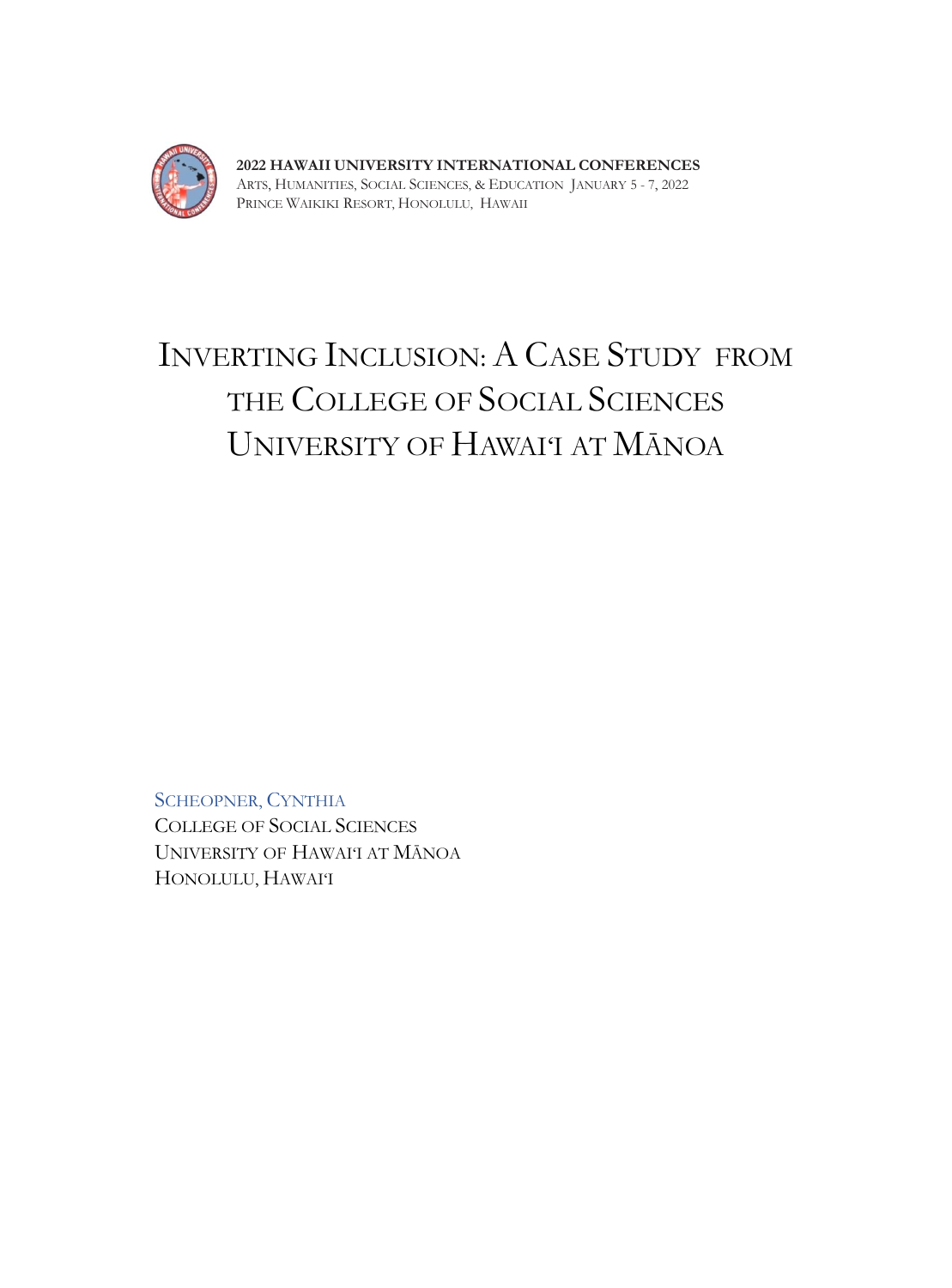**2022 HAWAII UNIVERSITY INTERNATIONAL CONFERENCES**
ARTS, HUMANITIES, SOCIAL SCIENCES, & EDUCATION JANUARY 5 - 7, 2022
PRINCE WAIKIKI RESORT, HONOLULU, HAWAII

# INVERTING INCLUSION: A CASE STUDY FROM THE COLLEGE OF SOCIAL SCIENCES UNIVERSITY OF HAWAIʻI AT MĀNOA

SCHEOPNER, CYNTHIA
COLLEGE OF SOCIAL SCIENCES
UNIVERSITY OF HAWAIʻI AT MĀNOA
HONOLULU, HAWAIʻI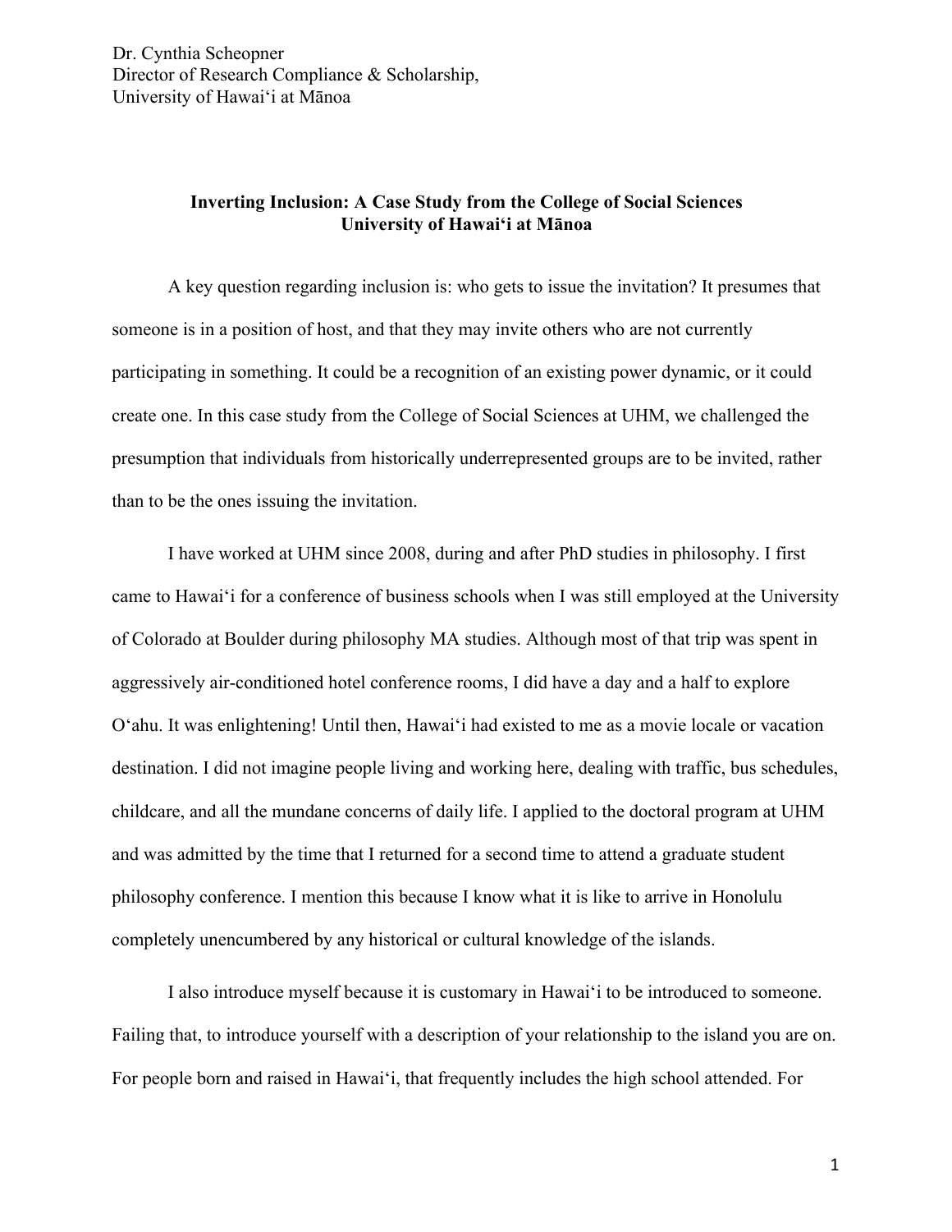Dr. Cynthia Scheopner
Director of Research Compliance & Scholarship,
University of Hawaiʻi at Mānoa

## Inverting Inclusion: A Case Study from the College of Social Sciences University of Hawaiʻi at Mānoa

A key question regarding inclusion is: who gets to issue the invitation? It presumes that someone is in a position of host, and that they may invite others who are not currently participating in something. It could be a recognition of an existing power dynamic, or it could create one. In this case study from the College of Social Sciences at UHM, we challenged the presumption that individuals from historically underrepresented groups are to be invited, rather than to be the ones issuing the invitation.

I have worked at UHM since 2008, during and after PhD studies in philosophy. I first came to Hawaiʻi for a conference of business schools when I was still employed at the University of Colorado at Boulder during philosophy MA studies. Although most of that trip was spent in aggressively air-conditioned hotel conference rooms, I did have a day and a half to explore Oʻahu. It was enlightening! Until then, Hawaiʻi had existed to me as a movie locale or vacation destination. I did not imagine people living and working here, dealing with traffic, bus schedules, childcare, and all the mundane concerns of daily life. I applied to the doctoral program at UHM and was admitted by the time that I returned for a second time to attend a graduate student philosophy conference. I mention this because I know what it is like to arrive in Honolulu completely unencumbered by any historical or cultural knowledge of the islands.

I also introduce myself because it is customary in Hawaiʻi to be introduced to someone. Failing that, to introduce yourself with a description of your relationship to the island you are on. For people born and raised in Hawaiʻi, that frequently includes the high school attended. For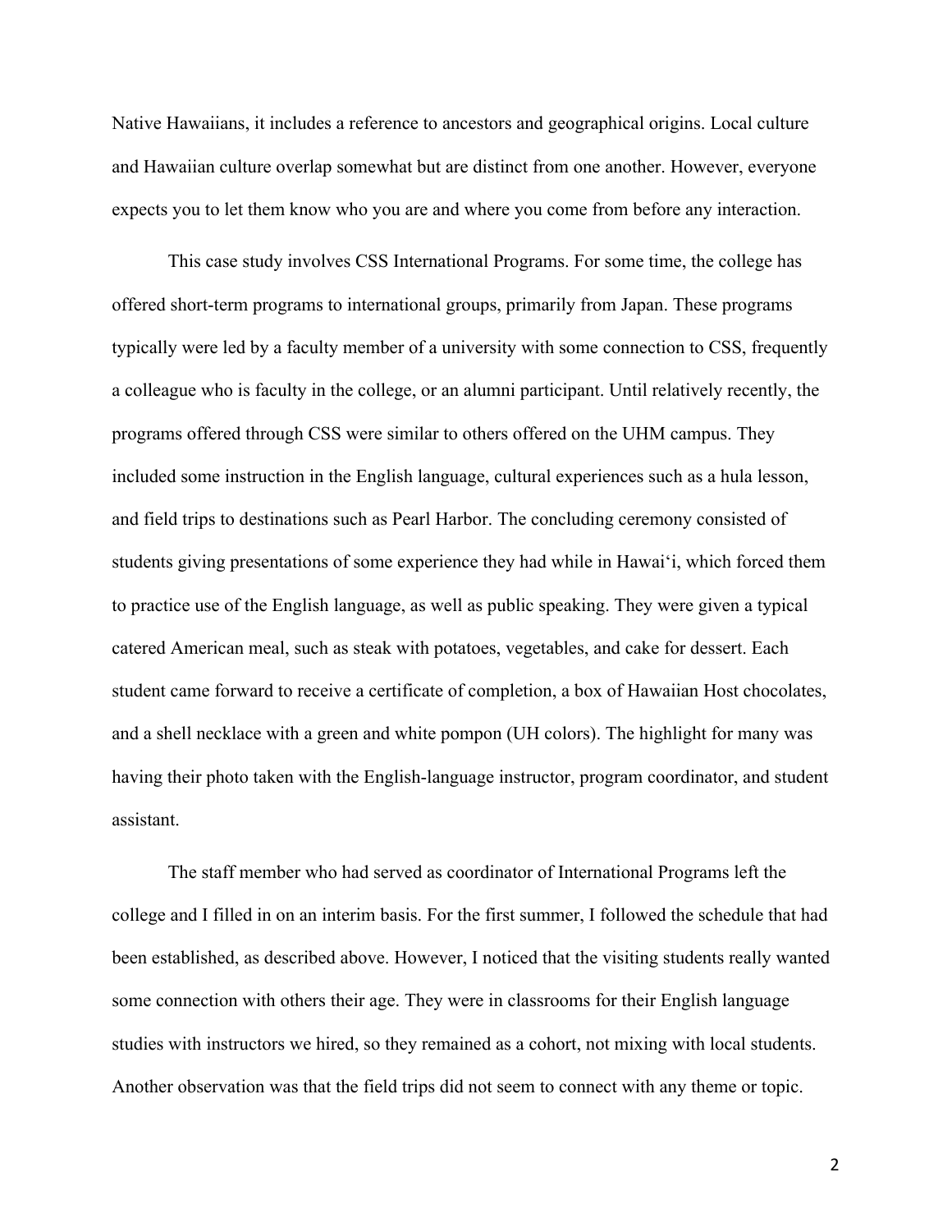Native Hawaiians, it includes a reference to ancestors and geographical origins. Local culture and Hawaiian culture overlap somewhat but are distinct from one another. However, everyone expects you to let them know who you are and where you come from before any interaction.

This case study involves CSS International Programs. For some time, the college has offered short-term programs to international groups, primarily from Japan. These programs typically were led by a faculty member of a university with some connection to CSS, frequently a colleague who is faculty in the college, or an alumni participant. Until relatively recently, the programs offered through CSS were similar to others offered on the UHM campus. They included some instruction in the English language, cultural experiences such as a hula lesson, and field trips to destinations such as Pearl Harbor. The concluding ceremony consisted of students giving presentations of some experience they had while in Hawaiʻi, which forced them to practice use of the English language, as well as public speaking. They were given a typical catered American meal, such as steak with potatoes, vegetables, and cake for dessert. Each student came forward to receive a certificate of completion, a box of Hawaiian Host chocolates, and a shell necklace with a green and white pompon (UH colors). The highlight for many was having their photo taken with the English-language instructor, program coordinator, and student assistant.

The staff member who had served as coordinator of International Programs left the college and I filled in on an interim basis. For the first summer, I followed the schedule that had been established, as described above. However, I noticed that the visiting students really wanted some connection with others their age. They were in classrooms for their English language studies with instructors we hired, so they remained as a cohort, not mixing with local students. Another observation was that the field trips did not seem to connect with any theme or topic.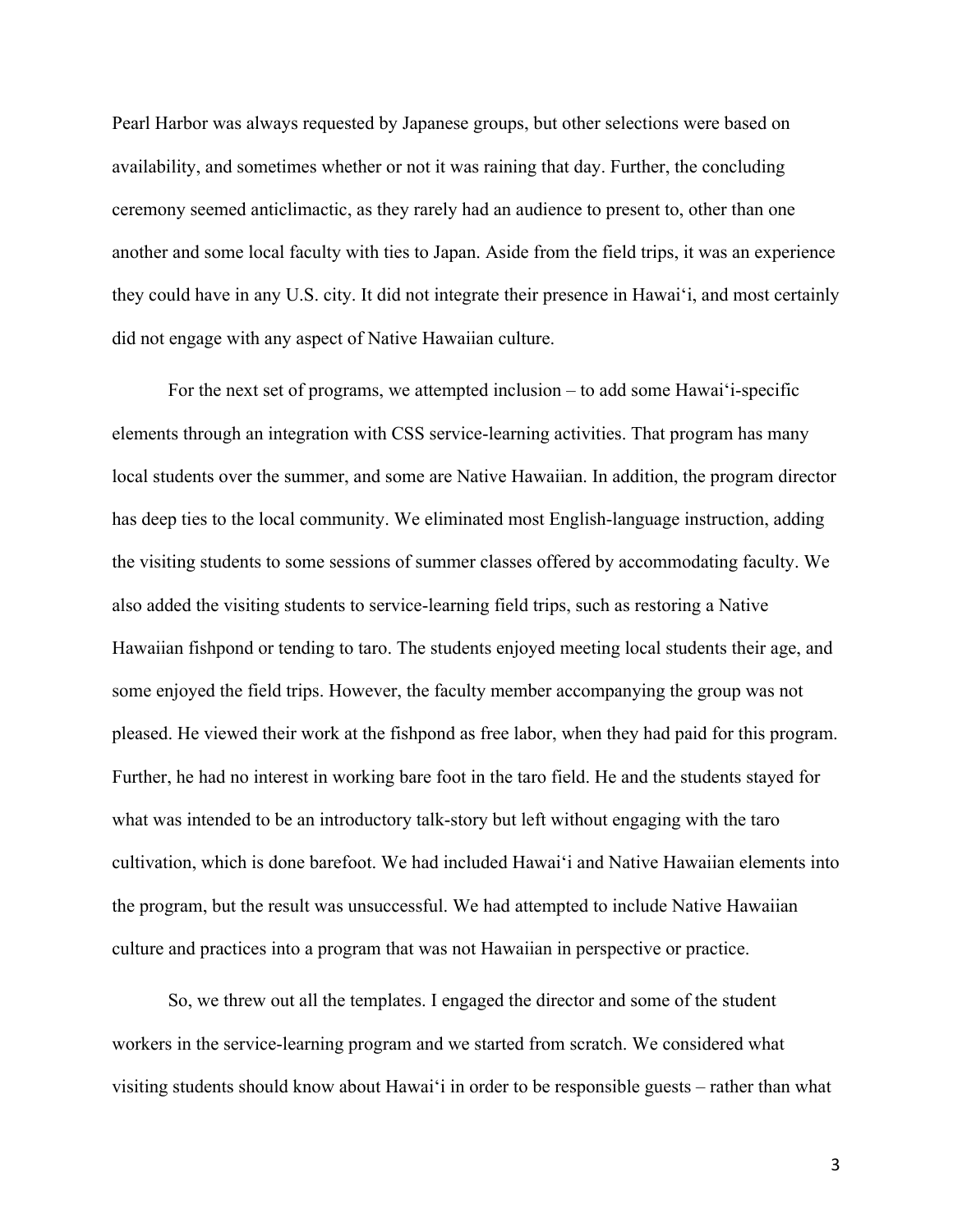Pearl Harbor was always requested by Japanese groups, but other selections were based on availability, and sometimes whether or not it was raining that day. Further, the concluding ceremony seemed anticlimactic, as they rarely had an audience to present to, other than one another and some local faculty with ties to Japan. Aside from the field trips, it was an experience they could have in any U.S. city. It did not integrate their presence in Hawaiʻi, and most certainly did not engage with any aspect of Native Hawaiian culture.

For the next set of programs, we attempted inclusion – to add some Hawaiʻi-specific elements through an integration with CSS service-learning activities. That program has many local students over the summer, and some are Native Hawaiian. In addition, the program director has deep ties to the local community. We eliminated most English-language instruction, adding the visiting students to some sessions of summer classes offered by accommodating faculty. We also added the visiting students to service-learning field trips, such as restoring a Native Hawaiian fishpond or tending to taro. The students enjoyed meeting local students their age, and some enjoyed the field trips. However, the faculty member accompanying the group was not pleased. He viewed their work at the fishpond as free labor, when they had paid for this program. Further, he had no interest in working bare foot in the taro field. He and the students stayed for what was intended to be an introductory talk-story but left without engaging with the taro cultivation, which is done barefoot. We had included Hawaiʻi and Native Hawaiian elements into the program, but the result was unsuccessful. We had attempted to include Native Hawaiian culture and practices into a program that was not Hawaiian in perspective or practice.

So, we threw out all the templates. I engaged the director and some of the student workers in the service-learning program and we started from scratch. We considered what visiting students should know about Hawaiʻi in order to be responsible guests – rather than what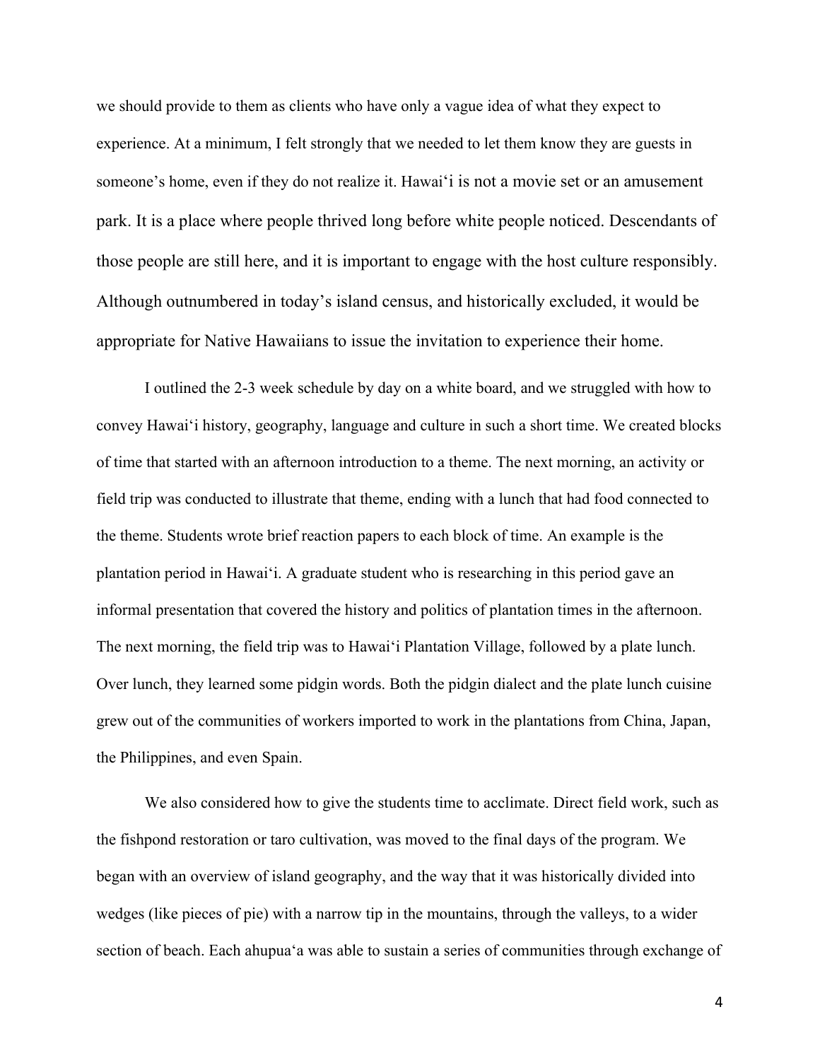we should provide to them as clients who have only a vague idea of what they expect to experience. At a minimum, I felt strongly that we needed to let them know they are guests in someone's home, even if they do not realize it. Hawai'i is not a movie set or an amusement park. It is a place where people thrived long before white people noticed. Descendants of those people are still here, and it is important to engage with the host culture responsibly. Although outnumbered in today's island census, and historically excluded, it would be appropriate for Native Hawaiians to issue the invitation to experience their home.

I outlined the 2-3 week schedule by day on a white board, and we struggled with how to convey Hawai'i history, geography, language and culture in such a short time. We created blocks of time that started with an afternoon introduction to a theme. The next morning, an activity or field trip was conducted to illustrate that theme, ending with a lunch that had food connected to the theme. Students wrote brief reaction papers to each block of time. An example is the plantation period in Hawai'i. A graduate student who is researching in this period gave an informal presentation that covered the history and politics of plantation times in the afternoon. The next morning, the field trip was to Hawai'i Plantation Village, followed by a plate lunch. Over lunch, they learned some pidgin words. Both the pidgin dialect and the plate lunch cuisine grew out of the communities of workers imported to work in the plantations from China, Japan, the Philippines, and even Spain.

We also considered how to give the students time to acclimate. Direct field work, such as the fishpond restoration or taro cultivation, was moved to the final days of the program. We began with an overview of island geography, and the way that it was historically divided into wedges (like pieces of pie) with a narrow tip in the mountains, through the valleys, to a wider section of beach. Each ahupua'a was able to sustain a series of communities through exchange of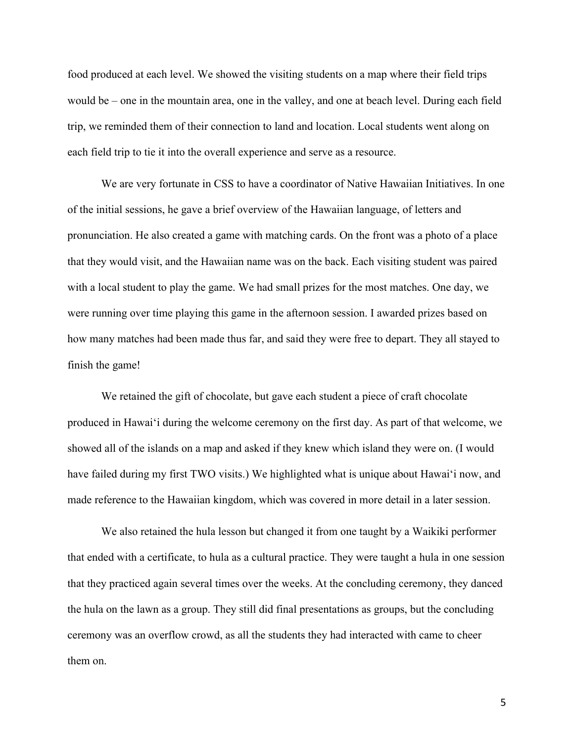food produced at each level. We showed the visiting students on a map where their field trips would be – one in the mountain area, one in the valley, and one at beach level. During each field trip, we reminded them of their connection to land and location. Local students went along on each field trip to tie it into the overall experience and serve as a resource.

We are very fortunate in CSS to have a coordinator of Native Hawaiian Initiatives. In one of the initial sessions, he gave a brief overview of the Hawaiian language, of letters and pronunciation. He also created a game with matching cards. On the front was a photo of a place that they would visit, and the Hawaiian name was on the back. Each visiting student was paired with a local student to play the game. We had small prizes for the most matches. One day, we were running over time playing this game in the afternoon session. I awarded prizes based on how many matches had been made thus far, and said they were free to depart. They all stayed to finish the game!

We retained the gift of chocolate, but gave each student a piece of craft chocolate produced in Hawaiʻi during the welcome ceremony on the first day. As part of that welcome, we showed all of the islands on a map and asked if they knew which island they were on. (I would have failed during my first TWO visits.) We highlighted what is unique about Hawaiʻi now, and made reference to the Hawaiian kingdom, which was covered in more detail in a later session.

We also retained the hula lesson but changed it from one taught by a Waikiki performer that ended with a certificate, to hula as a cultural practice. They were taught a hula in one session that they practiced again several times over the weeks. At the concluding ceremony, they danced the hula on the lawn as a group. They still did final presentations as groups, but the concluding ceremony was an overflow crowd, as all the students they had interacted with came to cheer them on.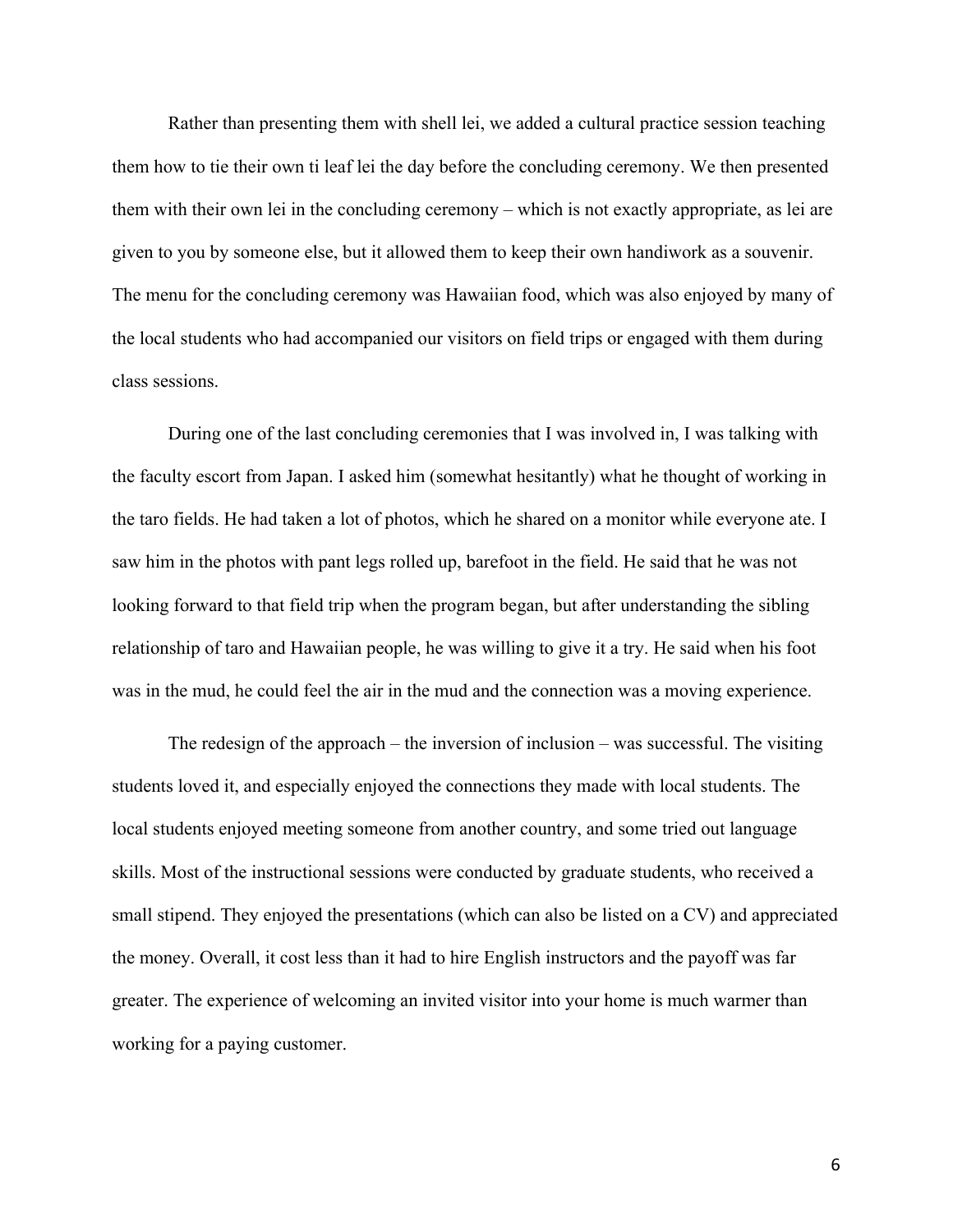Rather than presenting them with shell lei, we added a cultural practice session teaching them how to tie their own ti leaf lei the day before the concluding ceremony. We then presented them with their own lei in the concluding ceremony – which is not exactly appropriate, as lei are given to you by someone else, but it allowed them to keep their own handiwork as a souvenir. The menu for the concluding ceremony was Hawaiian food, which was also enjoyed by many of the local students who had accompanied our visitors on field trips or engaged with them during class sessions.

During one of the last concluding ceremonies that I was involved in, I was talking with the faculty escort from Japan. I asked him (somewhat hesitantly) what he thought of working in the taro fields. He had taken a lot of photos, which he shared on a monitor while everyone ate. I saw him in the photos with pant legs rolled up, barefoot in the field. He said that he was not looking forward to that field trip when the program began, but after understanding the sibling relationship of taro and Hawaiian people, he was willing to give it a try. He said when his foot was in the mud, he could feel the air in the mud and the connection was a moving experience.

The redesign of the approach – the inversion of inclusion – was successful. The visiting students loved it, and especially enjoyed the connections they made with local students. The local students enjoyed meeting someone from another country, and some tried out language skills. Most of the instructional sessions were conducted by graduate students, who received a small stipend. They enjoyed the presentations (which can also be listed on a CV) and appreciated the money. Overall, it cost less than it had to hire English instructors and the payoff was far greater. The experience of welcoming an invited visitor into your home is much warmer than working for a paying customer.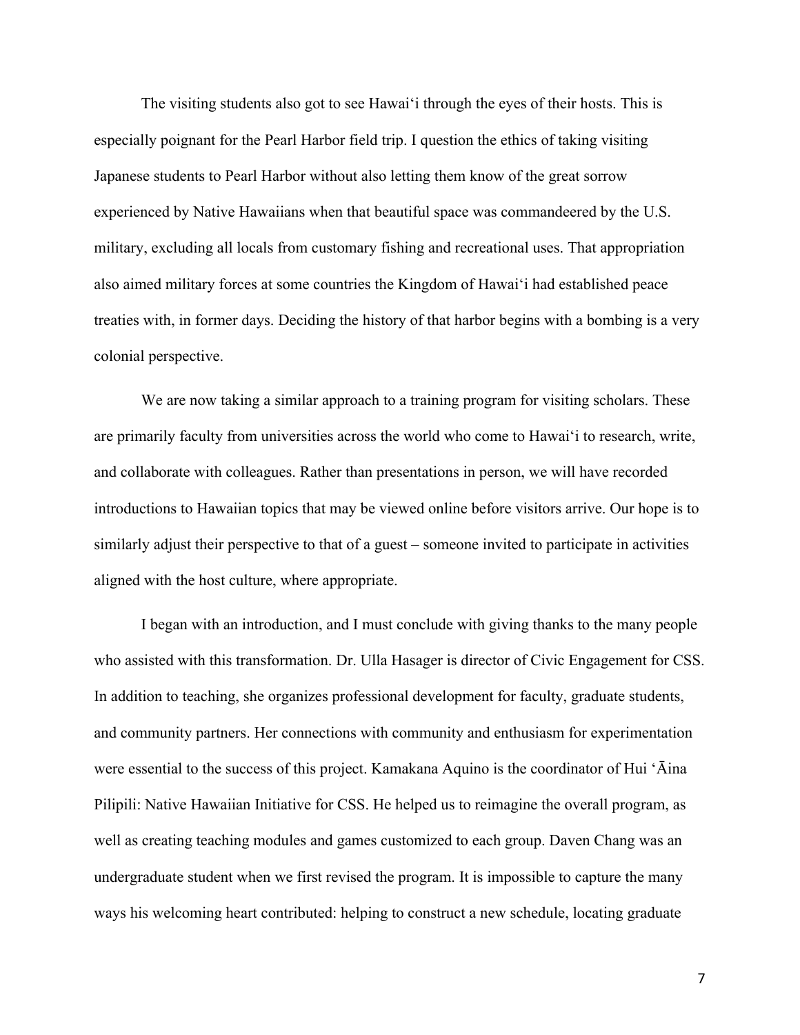The visiting students also got to see Hawaiʻi through the eyes of their hosts. This is especially poignant for the Pearl Harbor field trip. I question the ethics of taking visiting Japanese students to Pearl Harbor without also letting them know of the great sorrow experienced by Native Hawaiians when that beautiful space was commandeered by the U.S. military, excluding all locals from customary fishing and recreational uses. That appropriation also aimed military forces at some countries the Kingdom of Hawaiʻi had established peace treaties with, in former days. Deciding the history of that harbor begins with a bombing is a very colonial perspective.

We are now taking a similar approach to a training program for visiting scholars. These are primarily faculty from universities across the world who come to Hawaiʻi to research, write, and collaborate with colleagues. Rather than presentations in person, we will have recorded introductions to Hawaiian topics that may be viewed online before visitors arrive. Our hope is to similarly adjust their perspective to that of a guest – someone invited to participate in activities aligned with the host culture, where appropriate.

I began with an introduction, and I must conclude with giving thanks to the many people who assisted with this transformation. Dr. Ulla Hasager is director of Civic Engagement for CSS. In addition to teaching, she organizes professional development for faculty, graduate students, and community partners. Her connections with community and enthusiasm for experimentation were essential to the success of this project. Kamakana Aquino is the coordinator of Hui ʻĀina Pilipili: Native Hawaiian Initiative for CSS. He helped us to reimagine the overall program, as well as creating teaching modules and games customized to each group. Daven Chang was an undergraduate student when we first revised the program. It is impossible to capture the many ways his welcoming heart contributed: helping to construct a new schedule, locating graduate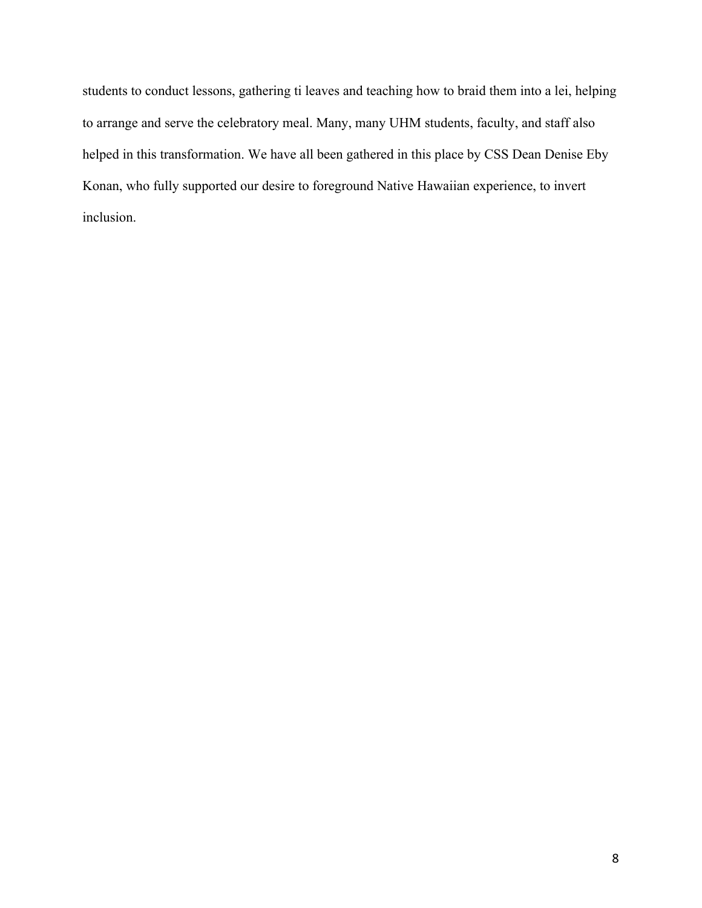students to conduct lessons, gathering ti leaves and teaching how to braid them into a lei, helping to arrange and serve the celebratory meal. Many, many UHM students, faculty, and staff also helped in this transformation. We have all been gathered in this place by CSS Dean Denise Eby Konan, who fully supported our desire to foreground Native Hawaiian experience, to invert inclusion.